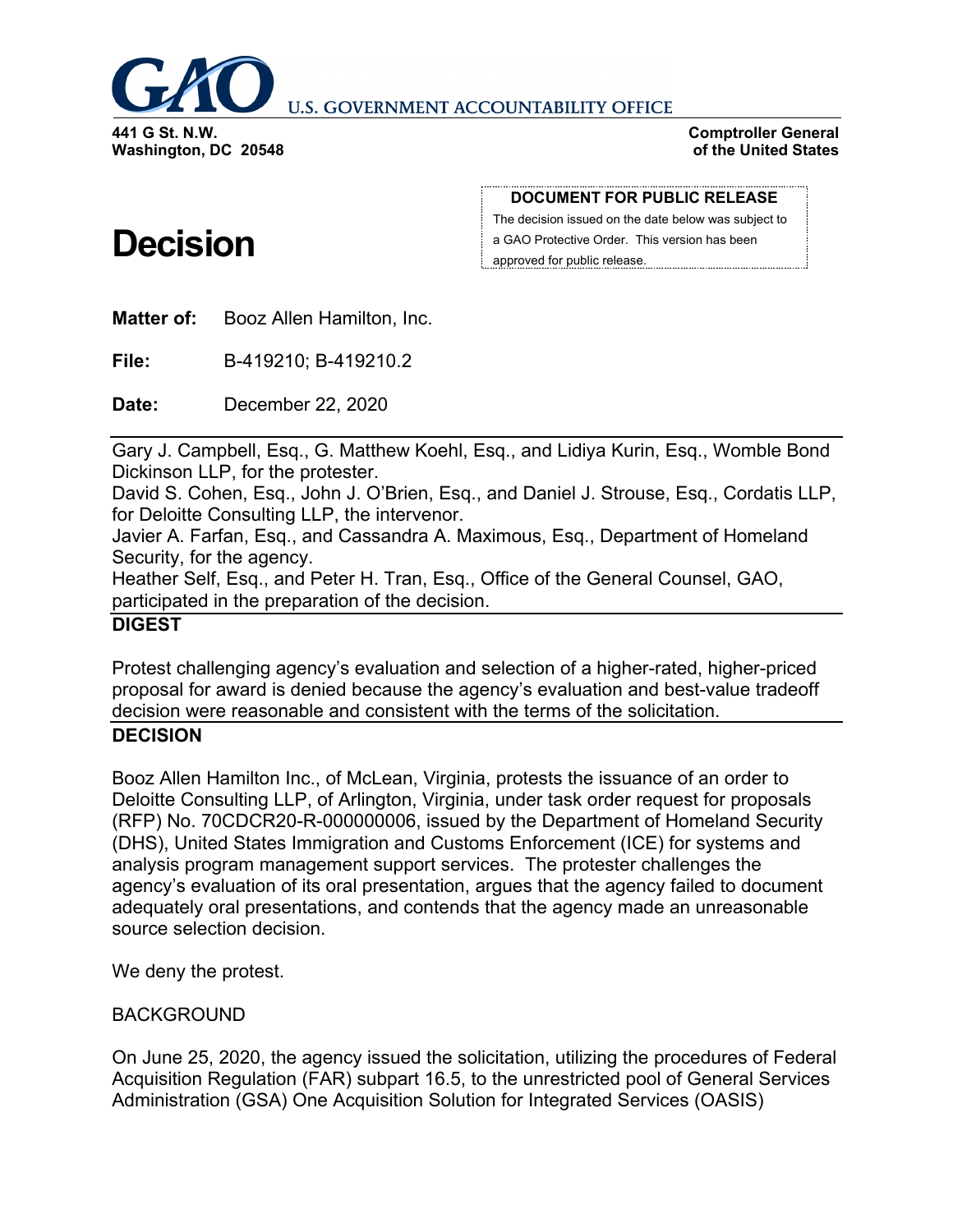# GAO U.S. GOVERNMENT ACCOUNTABILITY OFFICE

**441 G St. N.W.**
**Washington, DC 20548**

**Comptroller General of the United States**

**DOCUMENT FOR PUBLIC RELEASE**

The decision issued on the date below was subject to a GAO Protective Order. This version has been approved for public release.

# Decision

**Matter of:** Booz Allen Hamilton, Inc.

**File:** B-419210; B-419210.2

**Date:** December 22, 2020

Gary J. Campbell, Esq., G. Matthew Koehl, Esq., and Lidiya Kurin, Esq., Womble Bond Dickinson LLP, for the protester.
David S. Cohen, Esq., John J. O'Brien, Esq., and Daniel J. Strouse, Esq., Cordatis LLP, for Deloitte Consulting LLP, the intervenor.
Javier A. Farfan, Esq., and Cassandra A. Maximous, Esq., Department of Homeland Security, for the agency.
Heather Self, Esq., and Peter H. Tran, Esq., Office of the General Counsel, GAO, participated in the preparation of the decision.

**DIGEST**

Protest challenging agency's evaluation and selection of a higher-rated, higher-priced proposal for award is denied because the agency's evaluation and best-value tradeoff decision were reasonable and consistent with the terms of the solicitation.

**DECISION**

Booz Allen Hamilton Inc., of McLean, Virginia, protests the issuance of an order to Deloitte Consulting LLP, of Arlington, Virginia, under task order request for proposals (RFP) No. 70CDCR20-R-000000006, issued by the Department of Homeland Security (DHS), United States Immigration and Customs Enforcement (ICE) for systems and analysis program management support services. The protester challenges the agency's evaluation of its oral presentation, argues that the agency failed to document adequately oral presentations, and contends that the agency made an unreasonable source selection decision.

We deny the protest.

BACKGROUND

On June 25, 2020, the agency issued the solicitation, utilizing the procedures of Federal Acquisition Regulation (FAR) subpart 16.5, to the unrestricted pool of General Services Administration (GSA) One Acquisition Solution for Integrated Services (OASIS)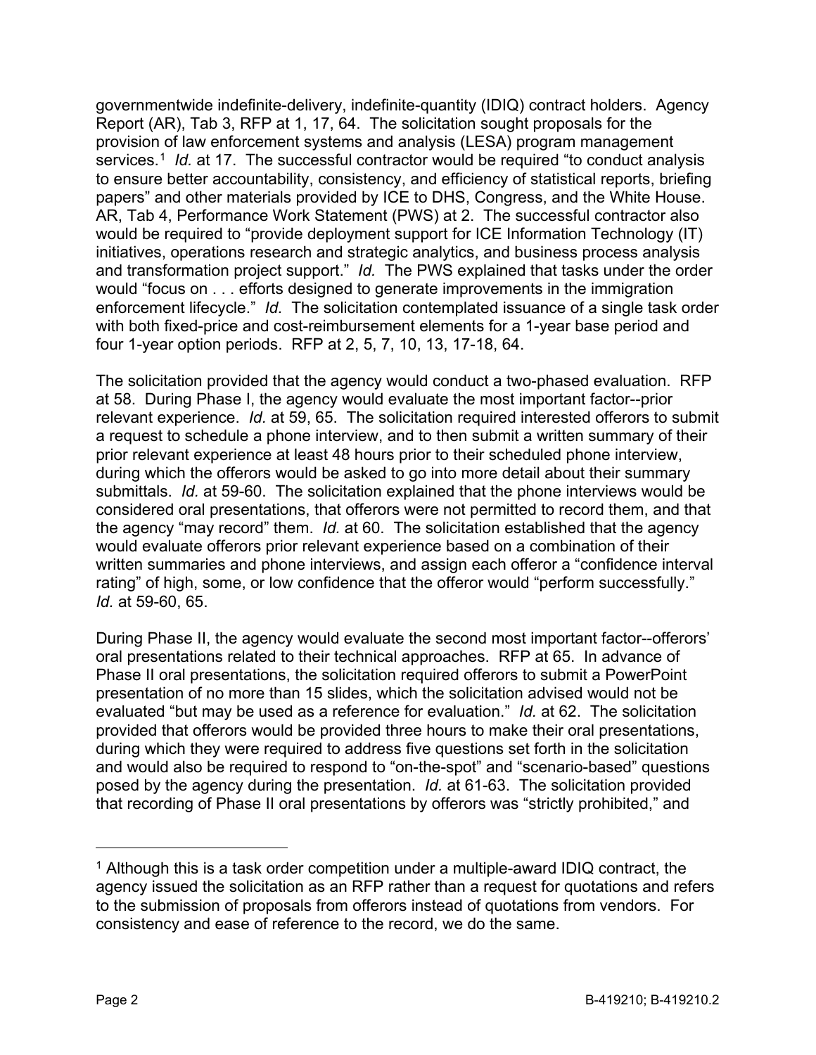governmentwide indefinite-delivery, indefinite-quantity (IDIQ) contract holders. Agency Report (AR), Tab 3, RFP at 1, 17, 64. The solicitation sought proposals for the provision of law enforcement systems and analysis (LESA) program management services.[1] *Id.* at 17. The successful contractor would be required "to conduct analysis to ensure better accountability, consistency, and efficiency of statistical reports, briefing papers" and other materials provided by ICE to DHS, Congress, and the White House. AR, Tab 4, Performance Work Statement (PWS) at 2. The successful contractor also would be required to "provide deployment support for ICE Information Technology (IT) initiatives, operations research and strategic analytics, and business process analysis and transformation project support." *Id.* The PWS explained that tasks under the order would "focus on . . . efforts designed to generate improvements in the immigration enforcement lifecycle." *Id.* The solicitation contemplated issuance of a single task order with both fixed-price and cost-reimbursement elements for a 1-year base period and four 1-year option periods. RFP at 2, 5, 7, 10, 13, 17-18, 64.

The solicitation provided that the agency would conduct a two-phased evaluation. RFP at 58. During Phase I, the agency would evaluate the most important factor--prior relevant experience. *Id.* at 59, 65. The solicitation required interested offerors to submit a request to schedule a phone interview, and to then submit a written summary of their prior relevant experience at least 48 hours prior to their scheduled phone interview, during which the offerors would be asked to go into more detail about their summary submittals. *Id.* at 59-60. The solicitation explained that the phone interviews would be considered oral presentations, that offerors were not permitted to record them, and that the agency "may record" them. *Id.* at 60. The solicitation established that the agency would evaluate offerors prior relevant experience based on a combination of their written summaries and phone interviews, and assign each offeror a "confidence interval rating" of high, some, or low confidence that the offeror would "perform successfully." *Id.* at 59-60, 65.

During Phase II, the agency would evaluate the second most important factor--offerors' oral presentations related to their technical approaches. RFP at 65. In advance of Phase II oral presentations, the solicitation required offerors to submit a PowerPoint presentation of no more than 15 slides, which the solicitation advised would not be evaluated "but may be used as a reference for evaluation." *Id.* at 62. The solicitation provided that offerors would be provided three hours to make their oral presentations, during which they were required to address five questions set forth in the solicitation and would also be required to respond to "on-the-spot" and "scenario-based" questions posed by the agency during the presentation. *Id.* at 61-63. The solicitation provided that recording of Phase II oral presentations by offerors was "strictly prohibited," and

---

[1] Although this is a task order competition under a multiple-award IDIQ contract, the agency issued the solicitation as an RFP rather than a request for quotations and refers to the submission of proposals from offerors instead of quotations from vendors. For consistency and ease of reference to the record, we do the same.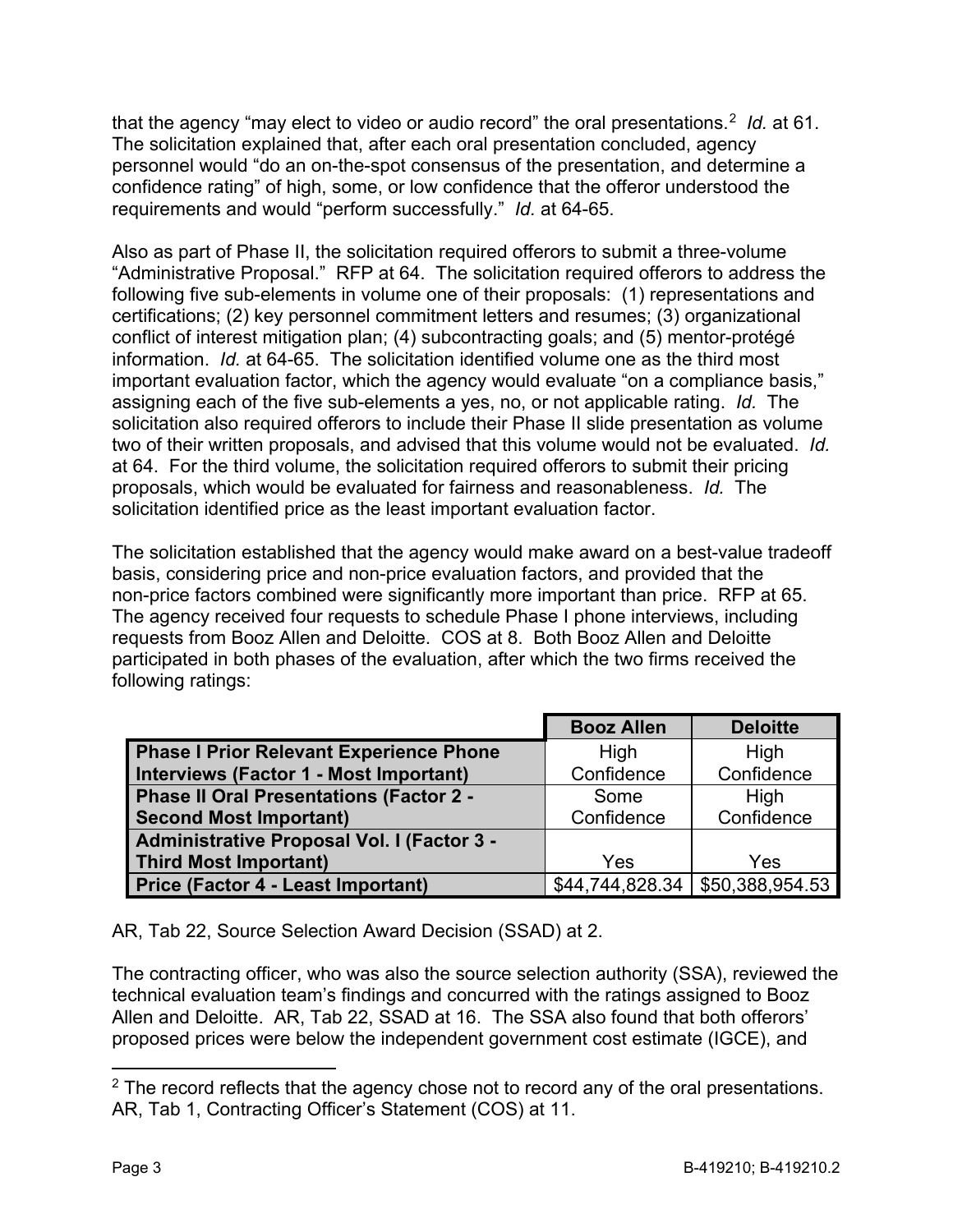that the agency "may elect to video or audio record" the oral presentations.[2] *Id.* at 61. The solicitation explained that, after each oral presentation concluded, agency personnel would "do an on-the-spot consensus of the presentation, and determine a confidence rating" of high, some, or low confidence that the offeror understood the requirements and would "perform successfully." *Id.* at 64-65.

Also as part of Phase II, the solicitation required offerors to submit a three-volume "Administrative Proposal." RFP at 64. The solicitation required offerors to address the following five sub-elements in volume one of their proposals: (1) representations and certifications; (2) key personnel commitment letters and resumes; (3) organizational conflict of interest mitigation plan; (4) subcontracting goals; and (5) mentor-protégé information. *Id.* at 64-65. The solicitation identified volume one as the third most important evaluation factor, which the agency would evaluate "on a compliance basis," assigning each of the five sub-elements a yes, no, or not applicable rating. *Id.* The solicitation also required offerors to include their Phase II slide presentation as volume two of their written proposals, and advised that this volume would not be evaluated. *Id.* at 64. For the third volume, the solicitation required offerors to submit their pricing proposals, which would be evaluated for fairness and reasonableness. *Id.* The solicitation identified price as the least important evaluation factor.

The solicitation established that the agency would make award on a best-value tradeoff basis, considering price and non-price evaluation factors, and provided that the non-price factors combined were significantly more important than price. RFP at 65. The agency received four requests to schedule Phase I phone interviews, including requests from Booz Allen and Deloitte. COS at 8. Both Booz Allen and Deloitte participated in both phases of the evaluation, after which the two firms received the following ratings:

| | Booz Allen | Deloitte |
|---|---|---|
| **Phase I Prior Relevant Experience Phone Interviews (Factor 1 - Most Important)** | High Confidence | High Confidence |
| **Phase II Oral Presentations (Factor 2 - Second Most Important)** | Some Confidence | High Confidence |
| **Administrative Proposal Vol. I (Factor 3 - Third Most Important)** | Yes | Yes |
| **Price (Factor 4 - Least Important)** | $44,744,828.34 | $50,388,954.53 |

AR, Tab 22, Source Selection Award Decision (SSAD) at 2.

The contracting officer, who was also the source selection authority (SSA), reviewed the technical evaluation team's findings and concurred with the ratings assigned to Booz Allen and Deloitte. AR, Tab 22, SSAD at 16. The SSA also found that both offerors' proposed prices were below the independent government cost estimate (IGCE), and

[2] The record reflects that the agency chose not to record any of the oral presentations. AR, Tab 1, Contracting Officer's Statement (COS) at 11.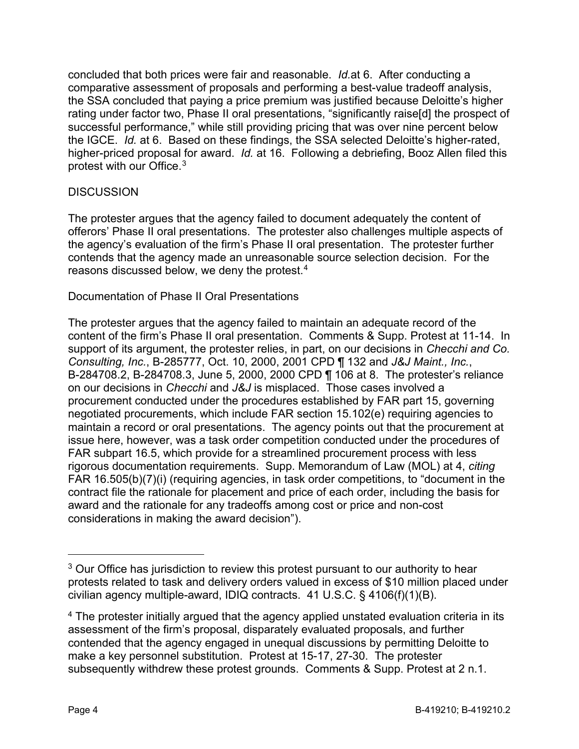concluded that both prices were fair and reasonable. *Id.*at 6. After conducting a comparative assessment of proposals and performing a best-value tradeoff analysis, the SSA concluded that paying a price premium was justified because Deloitte's higher rating under factor two, Phase II oral presentations, "significantly raise[d] the prospect of successful performance," while still providing pricing that was over nine percent below the IGCE. *Id.* at 6. Based on these findings, the SSA selected Deloitte's higher-rated, higher-priced proposal for award. *Id.* at 16. Following a debriefing, Booz Allen filed this protest with our Office.[3]

DISCUSSION

The protester argues that the agency failed to document adequately the content of offerors' Phase II oral presentations. The protester also challenges multiple aspects of the agency's evaluation of the firm's Phase II oral presentation. The protester further contends that the agency made an unreasonable source selection decision. For the reasons discussed below, we deny the protest.[4]

Documentation of Phase II Oral Presentations

The protester argues that the agency failed to maintain an adequate record of the content of the firm's Phase II oral presentation. Comments & Supp. Protest at 11-14. In support of its argument, the protester relies, in part, on our decisions in *Checchi and Co. Consulting, Inc.*, B-285777, Oct. 10, 2000, 2001 CPD ¶ 132 and *J&J Maint., Inc.*, B-284708.2, B-284708.3, June 5, 2000, 2000 CPD ¶ 106 at 8. The protester's reliance on our decisions in *Checchi* and *J&J* is misplaced. Those cases involved a procurement conducted under the procedures established by FAR part 15, governing negotiated procurements, which include FAR section 15.102(e) requiring agencies to maintain a record or oral presentations. The agency points out that the procurement at issue here, however, was a task order competition conducted under the procedures of FAR subpart 16.5, which provide for a streamlined procurement process with less rigorous documentation requirements. Supp. Memorandum of Law (MOL) at 4, *citing* FAR 16.505(b)(7)(i) (requiring agencies, in task order competitions, to "document in the contract file the rationale for placement and price of each order, including the basis for award and the rationale for any tradeoffs among cost or price and non-cost considerations in making the award decision").

---

[3] Our Office has jurisdiction to review this protest pursuant to our authority to hear protests related to task and delivery orders valued in excess of $10 million placed under civilian agency multiple-award, IDIQ contracts. 41 U.S.C. § 4106(f)(1)(B).

[4] The protester initially argued that the agency applied unstated evaluation criteria in its assessment of the firm's proposal, disparately evaluated proposals, and further contended that the agency engaged in unequal discussions by permitting Deloitte to make a key personnel substitution. Protest at 15-17, 27-30. The protester subsequently withdrew these protest grounds. Comments & Supp. Protest at 2 n.1.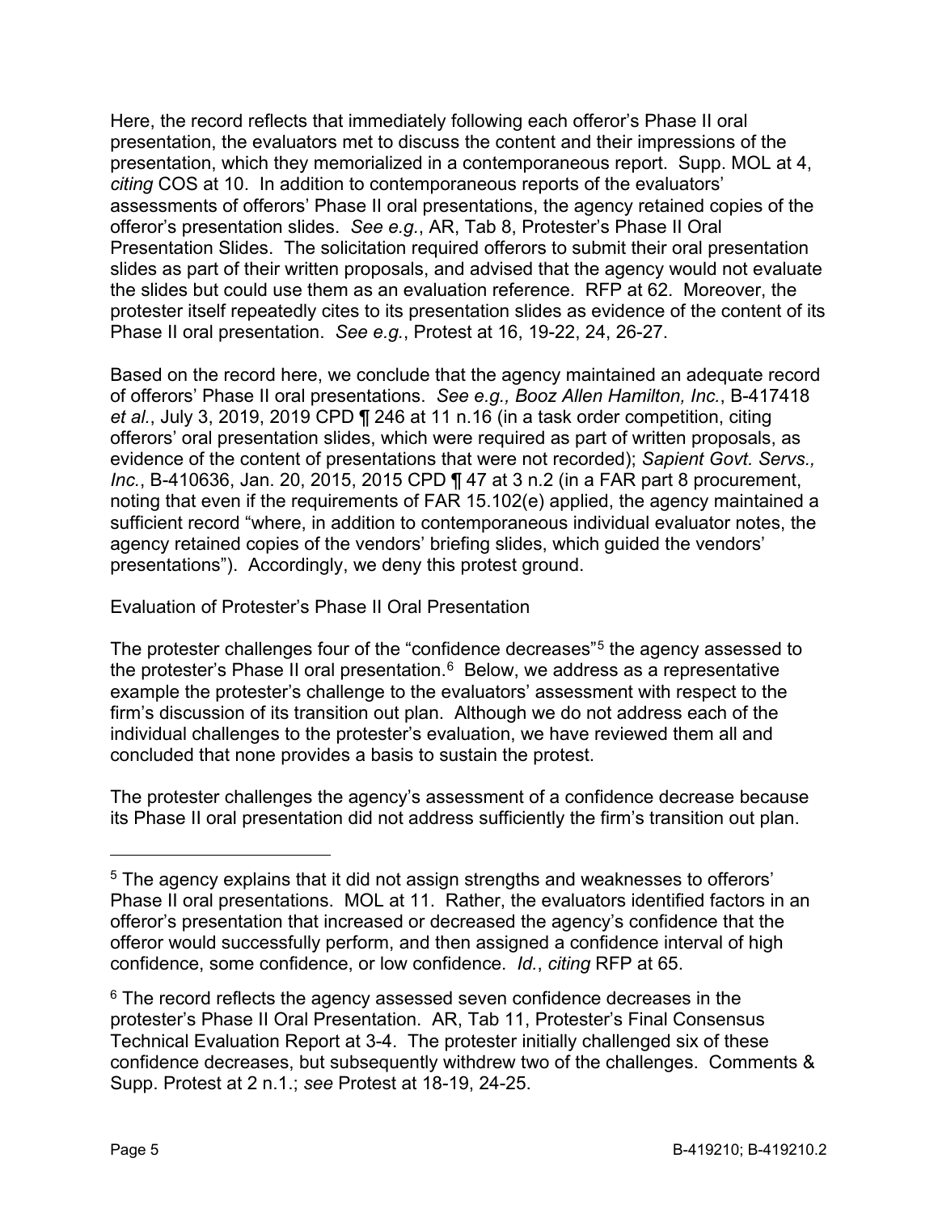Here, the record reflects that immediately following each offeror's Phase II oral presentation, the evaluators met to discuss the content and their impressions of the presentation, which they memorialized in a contemporaneous report. Supp. MOL at 4, *citing* COS at 10. In addition to contemporaneous reports of the evaluators' assessments of offerors' Phase II oral presentations, the agency retained copies of the offeror's presentation slides. *See e.g.*, AR, Tab 8, Protester's Phase II Oral Presentation Slides. The solicitation required offerors to submit their oral presentation slides as part of their written proposals, and advised that the agency would not evaluate the slides but could use them as an evaluation reference. RFP at 62. Moreover, the protester itself repeatedly cites to its presentation slides as evidence of the content of its Phase II oral presentation. *See e.g.*, Protest at 16, 19-22, 24, 26-27.

Based on the record here, we conclude that the agency maintained an adequate record of offerors' Phase II oral presentations. *See e.g., Booz Allen Hamilton, Inc.*, B-417418 *et al.*, July 3, 2019, 2019 CPD ¶ 246 at 11 n.16 (in a task order competition, citing offerors' oral presentation slides, which were required as part of written proposals, as evidence of the content of presentations that were not recorded); *Sapient Govt. Servs., Inc.*, B-410636, Jan. 20, 2015, 2015 CPD ¶ 47 at 3 n.2 (in a FAR part 8 procurement, noting that even if the requirements of FAR 15.102(e) applied, the agency maintained a sufficient record "where, in addition to contemporaneous individual evaluator notes, the agency retained copies of the vendors' briefing slides, which guided the vendors' presentations"). Accordingly, we deny this protest ground.

Evaluation of Protester's Phase II Oral Presentation

The protester challenges four of the "confidence decreases"[5] the agency assessed to the protester's Phase II oral presentation.[6] Below, we address as a representative example the protester's challenge to the evaluators' assessment with respect to the firm's discussion of its transition out plan. Although we do not address each of the individual challenges to the protester's evaluation, we have reviewed them all and concluded that none provides a basis to sustain the protest.

The protester challenges the agency's assessment of a confidence decrease because its Phase II oral presentation did not address sufficiently the firm's transition out plan.

---

[5] The agency explains that it did not assign strengths and weaknesses to offerors' Phase II oral presentations. MOL at 11. Rather, the evaluators identified factors in an offeror's presentation that increased or decreased the agency's confidence that the offeror would successfully perform, and then assigned a confidence interval of high confidence, some confidence, or low confidence. *Id.*, *citing* RFP at 65.

[6] The record reflects the agency assessed seven confidence decreases in the protester's Phase II Oral Presentation. AR, Tab 11, Protester's Final Consensus Technical Evaluation Report at 3-4. The protester initially challenged six of these confidence decreases, but subsequently withdrew two of the challenges. Comments & Supp. Protest at 2 n.1.; *see* Protest at 18-19, 24-25.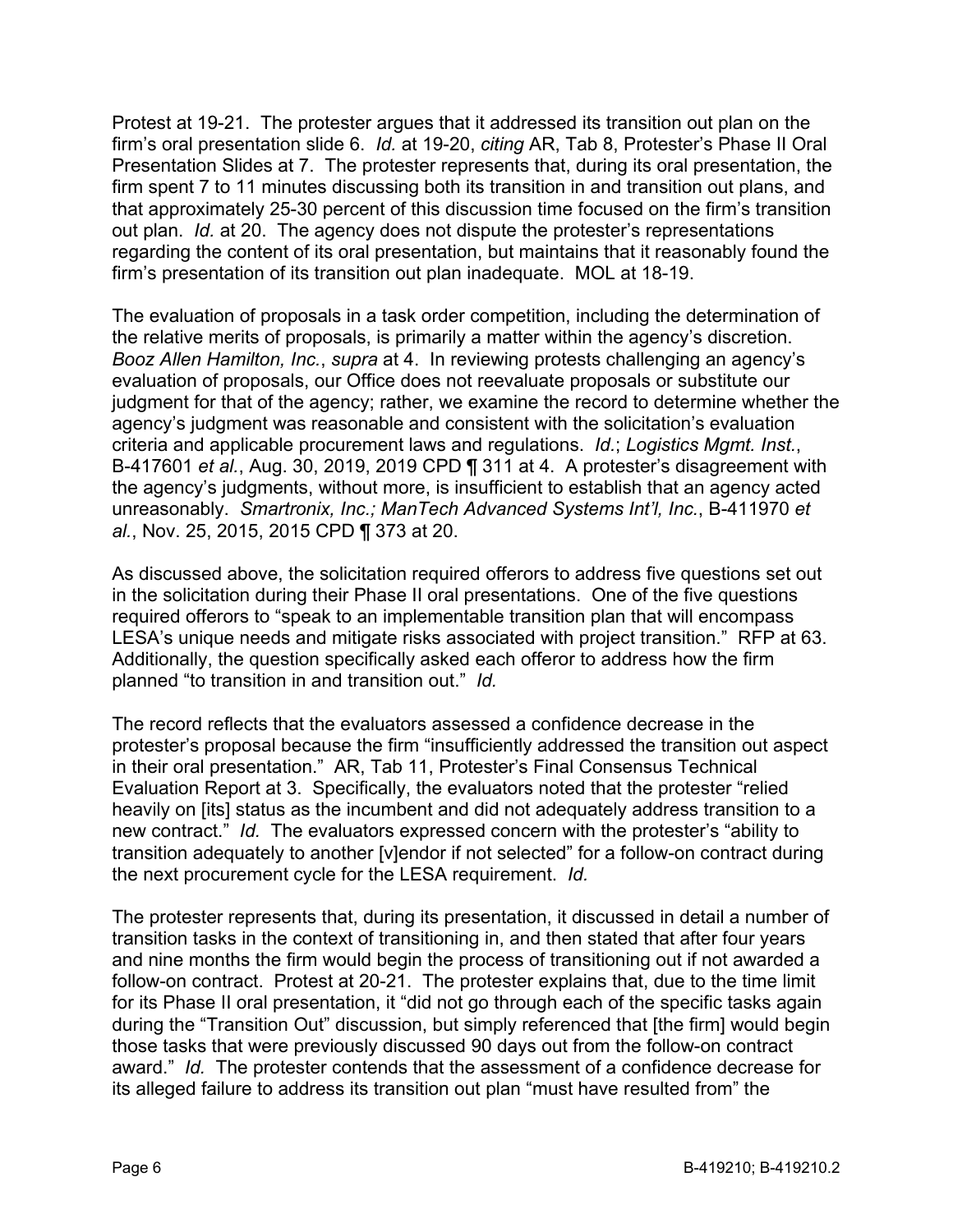Protest at 19-21. The protester argues that it addressed its transition out plan on the firm's oral presentation slide 6. *Id.* at 19-20, *citing* AR, Tab 8, Protester's Phase II Oral Presentation Slides at 7. The protester represents that, during its oral presentation, the firm spent 7 to 11 minutes discussing both its transition in and transition out plans, and that approximately 25-30 percent of this discussion time focused on the firm's transition out plan. *Id.* at 20. The agency does not dispute the protester's representations regarding the content of its oral presentation, but maintains that it reasonably found the firm's presentation of its transition out plan inadequate. MOL at 18-19.

The evaluation of proposals in a task order competition, including the determination of the relative merits of proposals, is primarily a matter within the agency's discretion. *Booz Allen Hamilton, Inc.*, *supra* at 4. In reviewing protests challenging an agency's evaluation of proposals, our Office does not reevaluate proposals or substitute our judgment for that of the agency; rather, we examine the record to determine whether the agency's judgment was reasonable and consistent with the solicitation's evaluation criteria and applicable procurement laws and regulations. *Id.*; *Logistics Mgmt. Inst.*, B-417601 *et al.*, Aug. 30, 2019, 2019 CPD ¶ 311 at 4. A protester's disagreement with the agency's judgments, without more, is insufficient to establish that an agency acted unreasonably. *Smartronix, Inc.; ManTech Advanced Systems Int'l, Inc.*, B-411970 *et al.*, Nov. 25, 2015, 2015 CPD ¶ 373 at 20.

As discussed above, the solicitation required offerors to address five questions set out in the solicitation during their Phase II oral presentations. One of the five questions required offerors to "speak to an implementable transition plan that will encompass LESA's unique needs and mitigate risks associated with project transition." RFP at 63. Additionally, the question specifically asked each offeror to address how the firm planned "to transition in and transition out." *Id.*

The record reflects that the evaluators assessed a confidence decrease in the protester's proposal because the firm "insufficiently addressed the transition out aspect in their oral presentation." AR, Tab 11, Protester's Final Consensus Technical Evaluation Report at 3. Specifically, the evaluators noted that the protester "relied heavily on [its] status as the incumbent and did not adequately address transition to a new contract." *Id.* The evaluators expressed concern with the protester's "ability to transition adequately to another [v]endor if not selected" for a follow-on contract during the next procurement cycle for the LESA requirement. *Id.*

The protester represents that, during its presentation, it discussed in detail a number of transition tasks in the context of transitioning in, and then stated that after four years and nine months the firm would begin the process of transitioning out if not awarded a follow-on contract. Protest at 20-21. The protester explains that, due to the time limit for its Phase II oral presentation, it "did not go through each of the specific tasks again during the "Transition Out" discussion, but simply referenced that [the firm] would begin those tasks that were previously discussed 90 days out from the follow-on contract award." *Id.* The protester contends that the assessment of a confidence decrease for its alleged failure to address its transition out plan "must have resulted from" the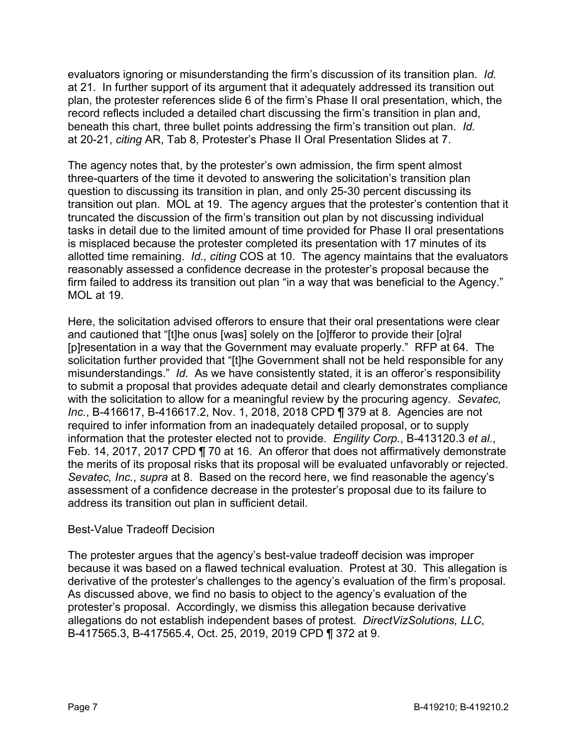evaluators ignoring or misunderstanding the firm's discussion of its transition plan. *Id.* at 21. In further support of its argument that it adequately addressed its transition out plan, the protester references slide 6 of the firm's Phase II oral presentation, which, the record reflects included a detailed chart discussing the firm's transition in plan and, beneath this chart, three bullet points addressing the firm's transition out plan. *Id.* at 20-21, *citing* AR, Tab 8, Protester's Phase II Oral Presentation Slides at 7.

The agency notes that, by the protester's own admission, the firm spent almost three-quarters of the time it devoted to answering the solicitation's transition plan question to discussing its transition in plan, and only 25-30 percent discussing its transition out plan. MOL at 19. The agency argues that the protester's contention that it truncated the discussion of the firm's transition out plan by not discussing individual tasks in detail due to the limited amount of time provided for Phase II oral presentations is misplaced because the protester completed its presentation with 17 minutes of its allotted time remaining. *Id., citing* COS at 10. The agency maintains that the evaluators reasonably assessed a confidence decrease in the protester's proposal because the firm failed to address its transition out plan "in a way that was beneficial to the Agency." MOL at 19.

Here, the solicitation advised offerors to ensure that their oral presentations were clear and cautioned that "[t]he onus [was] solely on the [o]fferor to provide their [o]ral [p]resentation in a way that the Government may evaluate properly." RFP at 64. The solicitation further provided that "[t]he Government shall not be held responsible for any misunderstandings." *Id.* As we have consistently stated, it is an offeror's responsibility to submit a proposal that provides adequate detail and clearly demonstrates compliance with the solicitation to allow for a meaningful review by the procuring agency. *Sevatec, Inc.*, B-416617, B-416617.2, Nov. 1, 2018, 2018 CPD ¶ 379 at 8. Agencies are not required to infer information from an inadequately detailed proposal, or to supply information that the protester elected not to provide. *Engility Corp.*, B-413120.3 *et al.*, Feb. 14, 2017, 2017 CPD ¶ 70 at 16. An offeror that does not affirmatively demonstrate the merits of its proposal risks that its proposal will be evaluated unfavorably or rejected. *Sevatec, Inc.*, *supra* at 8. Based on the record here, we find reasonable the agency's assessment of a confidence decrease in the protester's proposal due to its failure to address its transition out plan in sufficient detail.

Best-Value Tradeoff Decision

The protester argues that the agency's best-value tradeoff decision was improper because it was based on a flawed technical evaluation. Protest at 30. This allegation is derivative of the protester's challenges to the agency's evaluation of the firm's proposal. As discussed above, we find no basis to object to the agency's evaluation of the protester's proposal. Accordingly, we dismiss this allegation because derivative allegations do not establish independent bases of protest. *DirectVizSolutions, LLC*, B-417565.3, B-417565.4, Oct. 25, 2019, 2019 CPD ¶ 372 at 9.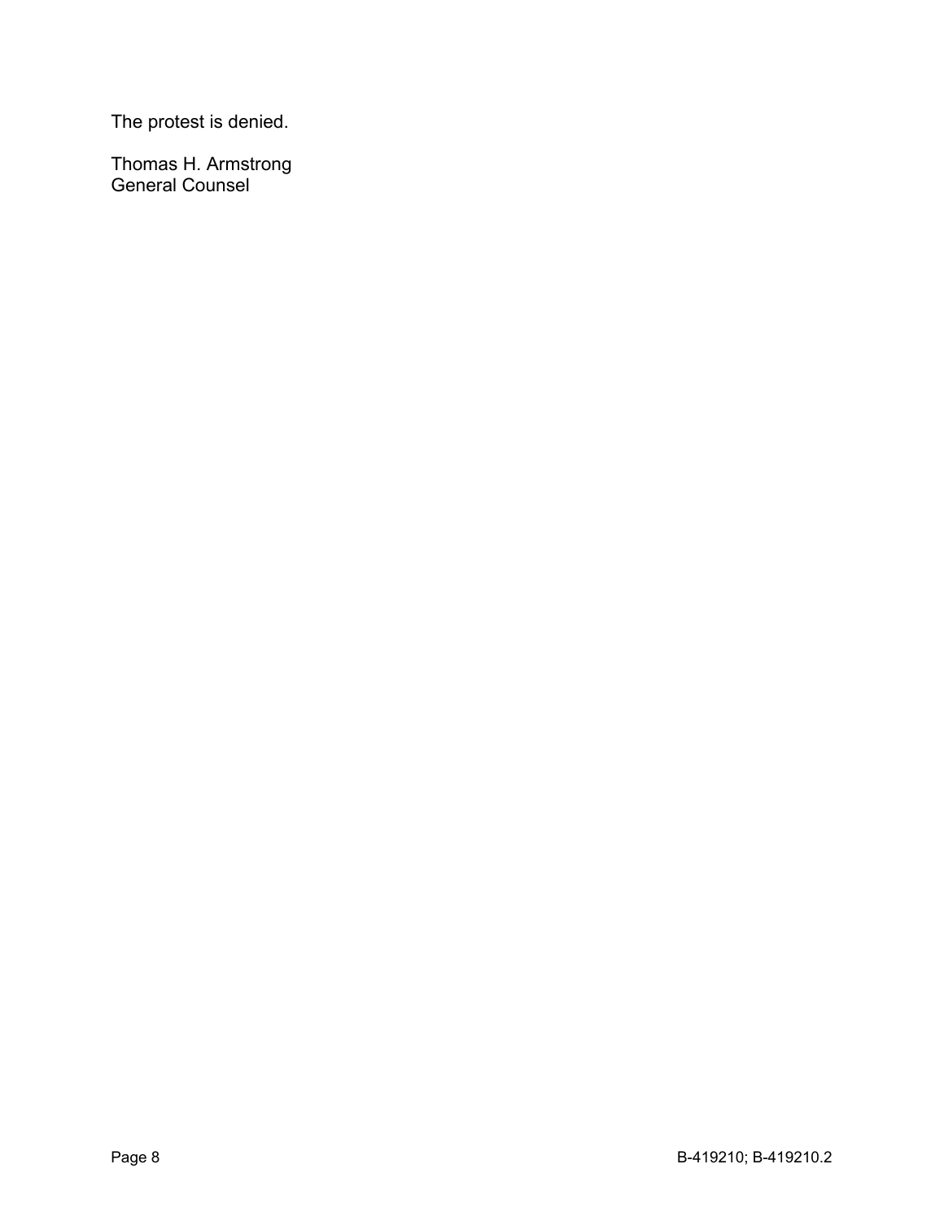The protest is denied.

Thomas H. Armstrong
General Counsel